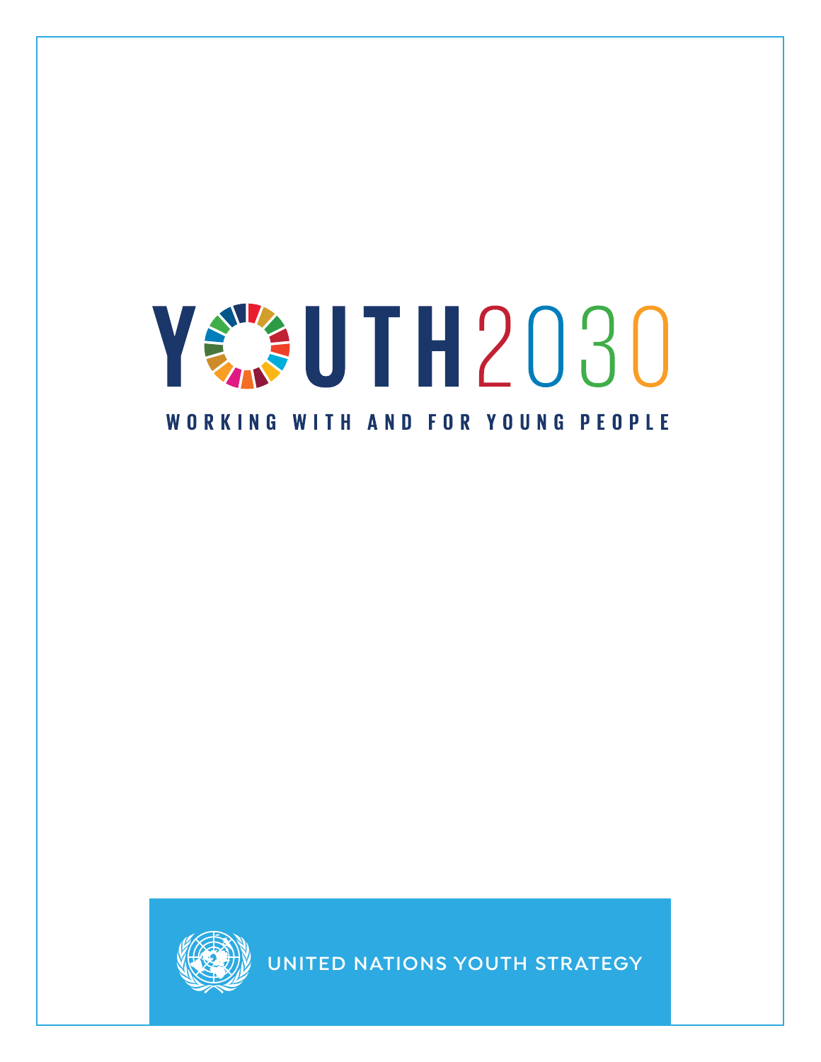# YOUTH2030

## WORKING WITH AND FOR YOUNG PEOPLE

UNITED NATIONS YOUTH STRATEGY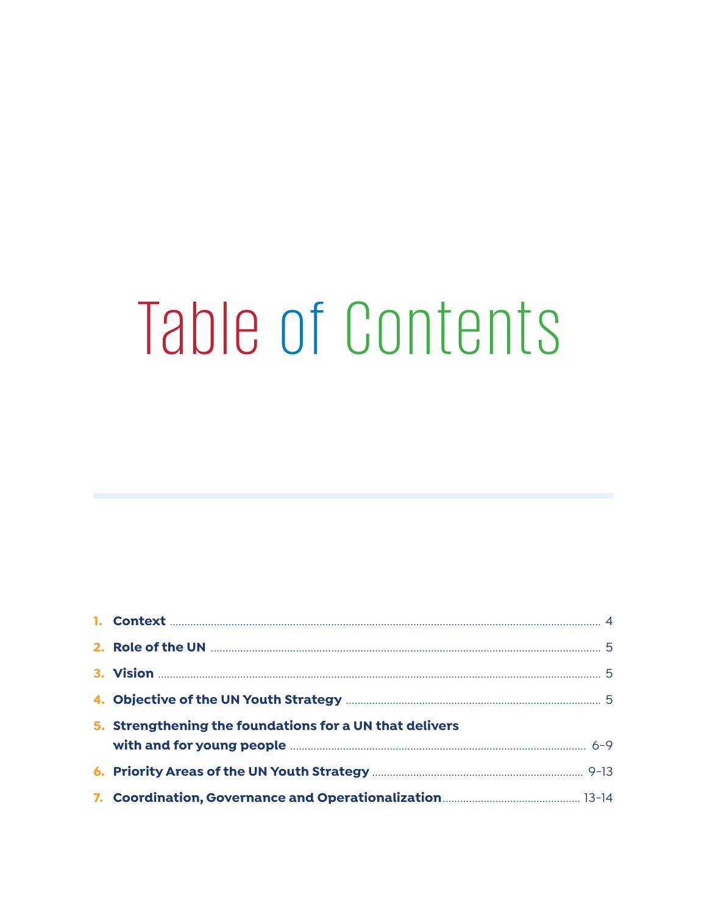# Table of Contents

1. **Context** .......... 4
2. **Role of the UN** .......... 5
3. **Vision** .......... 5
4. **Objective of the UN Youth Strategy** .......... 5
5. **Strengthening the foundations for a UN that delivers with and for young people** .......... 6–9
6. **Priority Areas of the UN Youth Strategy** .......... 9–13
7. **Coordination, Governance and Operationalization** .......... 13–14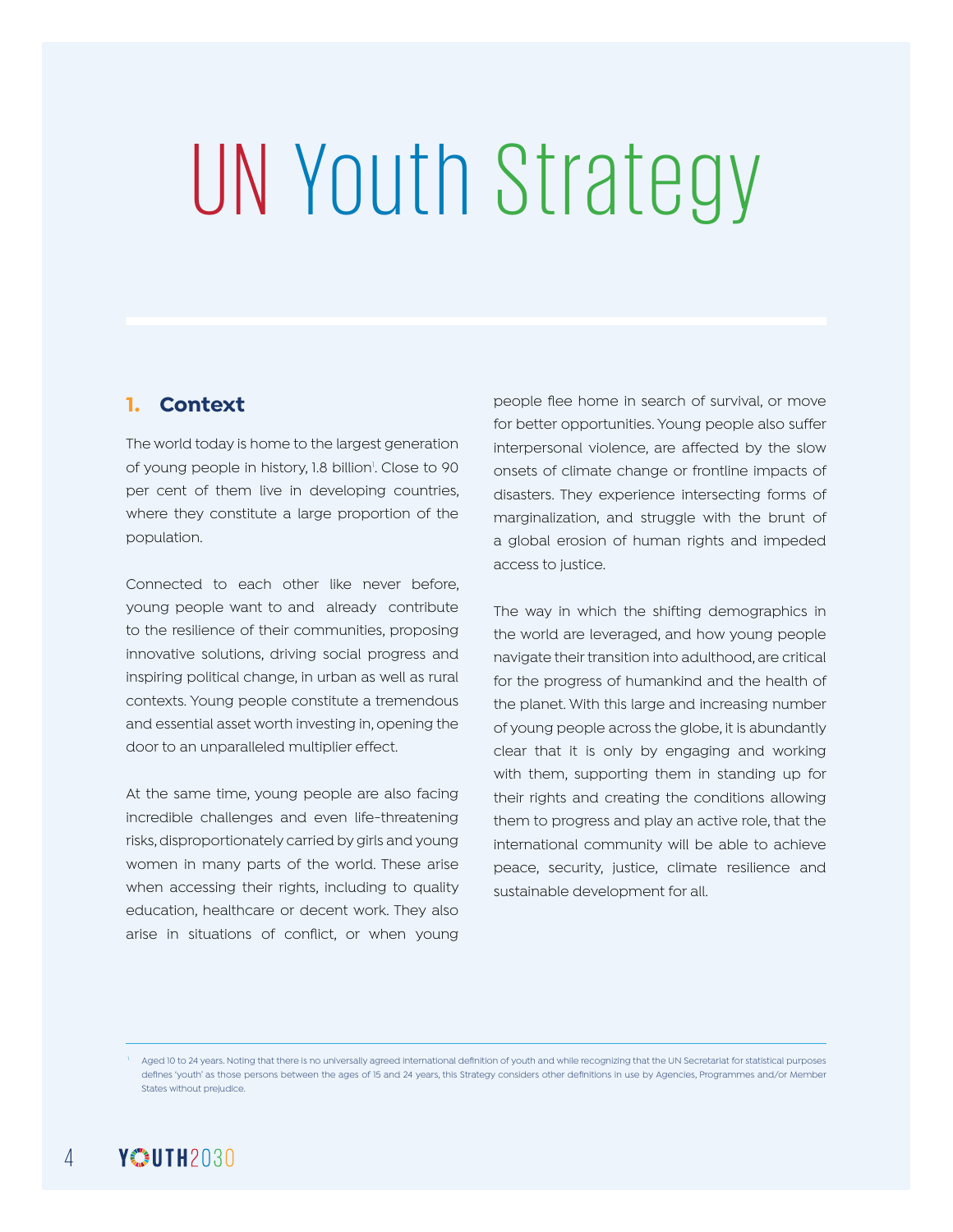# UN Youth Strategy

## 1. Context

The world today is home to the largest generation of young people in history, 1.8 billion[1]. Close to 90 per cent of them live in developing countries, where they constitute a large proportion of the population.

Connected to each other like never before, young people want to and already contribute to the resilience of their communities, proposing innovative solutions, driving social progress and inspiring political change, in urban as well as rural contexts. Young people constitute a tremendous and essential asset worth investing in, opening the door to an unparalleled multiplier effect.

At the same time, young people are also facing incredible challenges and even life-threatening risks, disproportionately carried by girls and young women in many parts of the world. These arise when accessing their rights, including to quality education, healthcare or decent work. They also arise in situations of conflict, or when young people flee home in search of survival, or move for better opportunities. Young people also suffer interpersonal violence, are affected by the slow onsets of climate change or frontline impacts of disasters. They experience intersecting forms of marginalization, and struggle with the brunt of a global erosion of human rights and impeded access to justice.

The way in which the shifting demographics in the world are leveraged, and how young people navigate their transition into adulthood, are critical for the progress of humankind and the health of the planet. With this large and increasing number of young people across the globe, it is abundantly clear that it is only by engaging and working with them, supporting them in standing up for their rights and creating the conditions allowing them to progress and play an active role, that the international community will be able to achieve peace, security, justice, climate resilience and sustainable development for all.

[1] Aged 10 to 24 years. Noting that there is no universally agreed international definition of youth and while recognizing that the UN Secretariat for statistical purposes defines 'youth' as those persons between the ages of 15 and 24 years, this Strategy considers other definitions in use by Agencies, Programmes and/or Member States without prejudice.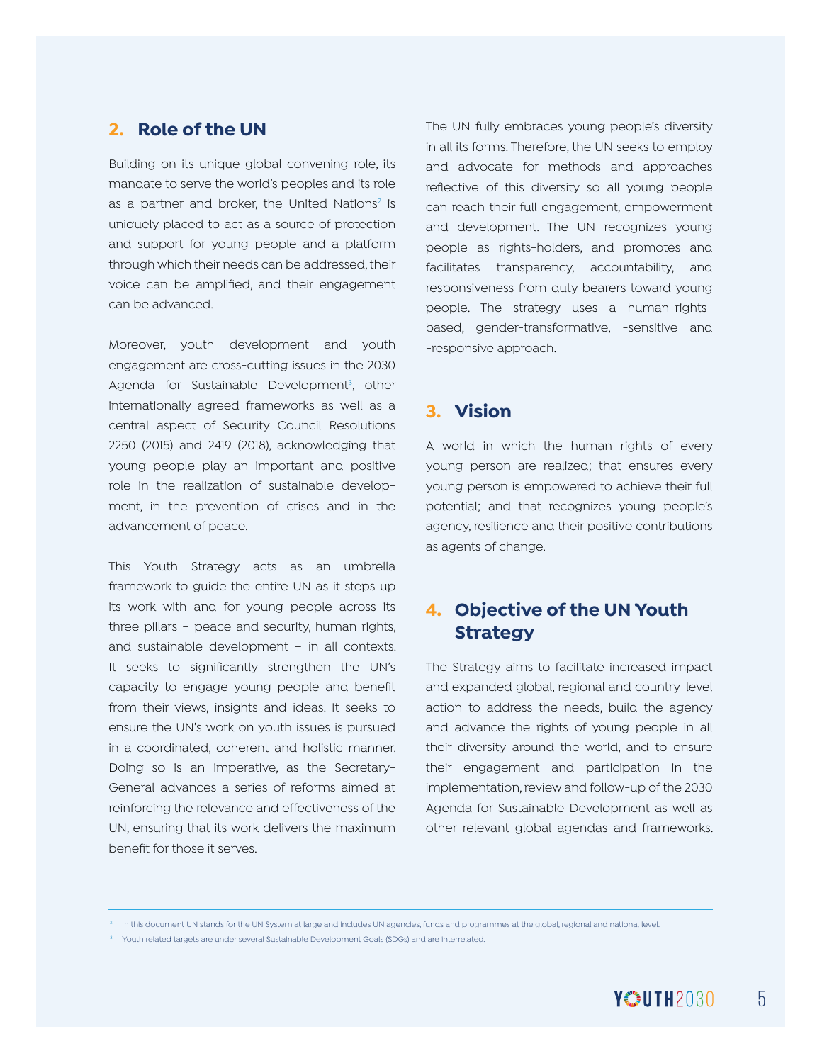## 2. Role of the UN

Building on its unique global convening role, its mandate to serve the world's peoples and its role as a partner and broker, the United Nations[2] is uniquely placed to act as a source of protection and support for young people and a platform through which their needs can be addressed, their voice can be amplified, and their engagement can be advanced.

Moreover, youth development and youth engagement are cross-cutting issues in the 2030 Agenda for Sustainable Development[3], other internationally agreed frameworks as well as a central aspect of Security Council Resolutions 2250 (2015) and 2419 (2018), acknowledging that young people play an important and positive role in the realization of sustainable development, in the prevention of crises and in the advancement of peace.

This Youth Strategy acts as an umbrella framework to guide the entire UN as it steps up its work with and for young people across its three pillars – peace and security, human rights, and sustainable development – in all contexts. It seeks to significantly strengthen the UN's capacity to engage young people and benefit from their views, insights and ideas. It seeks to ensure the UN's work on youth issues is pursued in a coordinated, coherent and holistic manner. Doing so is an imperative, as the Secretary-General advances a series of reforms aimed at reinforcing the relevance and effectiveness of the UN, ensuring that its work delivers the maximum benefit for those it serves.

The UN fully embraces young people's diversity in all its forms. Therefore, the UN seeks to employ and advocate for methods and approaches reflective of this diversity so all young people can reach their full engagement, empowerment and development. The UN recognizes young people as rights-holders, and promotes and facilitates transparency, accountability, and responsiveness from duty bearers toward young people. The strategy uses a human-rights-based, gender-transformative, -sensitive and -responsive approach.

## 3. Vision

A world in which the human rights of every young person are realized; that ensures every young person is empowered to achieve their full potential; and that recognizes young people's agency, resilience and their positive contributions as agents of change.

## 4. Objective of the UN Youth Strategy

The Strategy aims to facilitate increased impact and expanded global, regional and country-level action to address the needs, build the agency and advance the rights of young people in all their diversity around the world, and to ensure their engagement and participation in the implementation, review and follow-up of the 2030 Agenda for Sustainable Development as well as other relevant global agendas and frameworks.

---

[2] In this document UN stands for the UN System at large and includes UN agencies, funds and programmes at the global, regional and national level.

[3] Youth related targets are under several Sustainable Development Goals (SDGs) and are interrelated.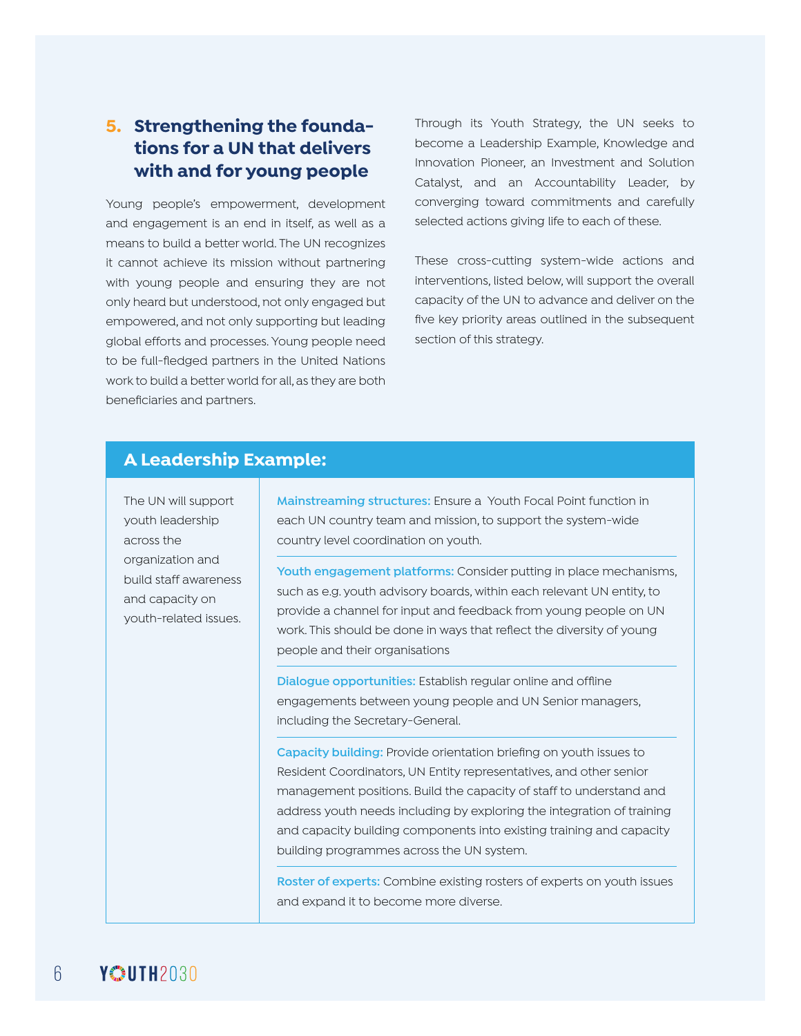## 5. Strengthening the foundations for a UN that delivers with and for young people

Young people's empowerment, development and engagement is an end in itself, as well as a means to build a better world. The UN recognizes it cannot achieve its mission without partnering with young people and ensuring they are not only heard but understood, not only engaged but empowered, and not only supporting but leading global efforts and processes. Young people need to be full-fledged partners in the United Nations work to build a better world for all, as they are both beneficiaries and partners.

Through its Youth Strategy, the UN seeks to become a Leadership Example, Knowledge and Innovation Pioneer, an Investment and Solution Catalyst, and an Accountability Leader, by converging toward commitments and carefully selected actions giving life to each of these.

These cross-cutting system-wide actions and interventions, listed below, will support the overall capacity of the UN to advance and deliver on the five key priority areas outlined in the subsequent section of this strategy.

### A Leadership Example:

| | |
|---|---|
| The UN will support youth leadership across the organization and build staff awareness and capacity on youth-related issues. | **Mainstreaming structures:** Ensure a Youth Focal Point function in each UN country team and mission, to support the system-wide country level coordination on youth. |
| | **Youth engagement platforms:** Consider putting in place mechanisms, such as e.g. youth advisory boards, within each relevant UN entity, to provide a channel for input and feedback from young people on UN work. This should be done in ways that reflect the diversity of young people and their organisations |
| | **Dialogue opportunities:** Establish regular online and offline engagements between young people and UN Senior managers, including the Secretary-General. |
| | **Capacity building:** Provide orientation briefing on youth issues to Resident Coordinators, UN Entity representatives, and other senior management positions. Build the capacity of staff to understand and address youth needs including by exploring the integration of training and capacity building components into existing training and capacity building programmes across the UN system. |
| | **Roster of experts:** Combine existing rosters of experts on youth issues and expand it to become more diverse. |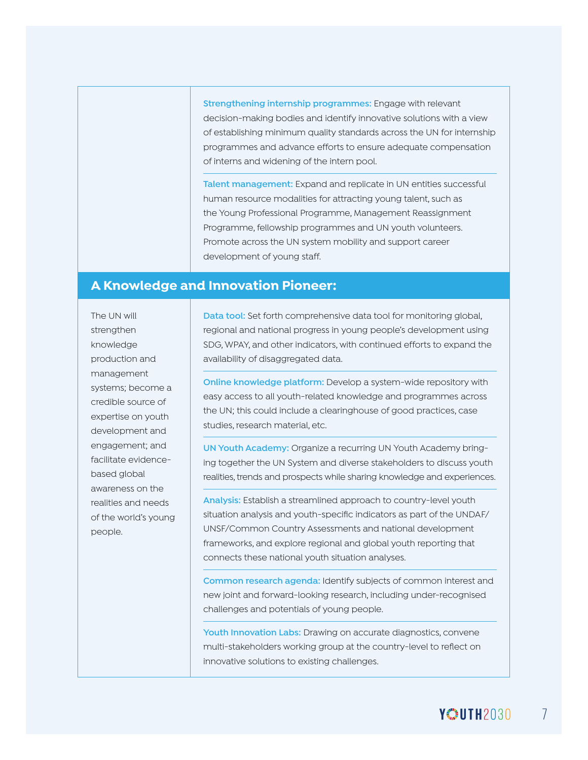| | |
|---|---|
| | **Strengthening internship programmes:** Engage with relevant decision-making bodies and identify innovative solutions with a view of establishing minimum quality standards across the UN for internship programmes and advance efforts to ensure adequate compensation of interns and widening of the intern pool. |
| | **Talent management:** Expand and replicate in UN entities successful human resource modalities for attracting young talent, such as the Young Professional Programme, Management Reassignment Programme, fellowship programmes and UN youth volunteers. Promote across the UN system mobility and support career development of young staff. |

## A Knowledge and Innovation Pioneer:

| | |
|---|---|
| The UN will strengthen knowledge production and management systems; become a credible source of expertise on youth development and engagement; and facilitate evidence-based global awareness on the realities and needs of the world's young people. | **Data tool:** Set forth comprehensive data tool for monitoring global, regional and national progress in young people's development using SDG, WPAY, and other indicators, with continued efforts to expand the availability of disaggregated data. |
| | **Online knowledge platform:** Develop a system-wide repository with easy access to all youth-related knowledge and programmes across the UN; this could include a clearinghouse of good practices, case studies, research material, etc. |
| | **UN Youth Academy:** Organize a recurring UN Youth Academy bringing together the UN System and diverse stakeholders to discuss youth realities, trends and prospects while sharing knowledge and experiences. |
| | **Analysis:** Establish a streamlined approach to country-level youth situation analysis and youth-specific indicators as part of the UNDAF/UNSF/Common Country Assessments and national development frameworks, and explore regional and global youth reporting that connects these national youth situation analyses. |
| | **Common research agenda:** Identify subjects of common interest and new joint and forward-looking research, including under-recognised challenges and potentials of young people. |
| | **Youth Innovation Labs:** Drawing on accurate diagnostics, convene multi-stakeholders working group at the country-level to reflect on innovative solutions to existing challenges. |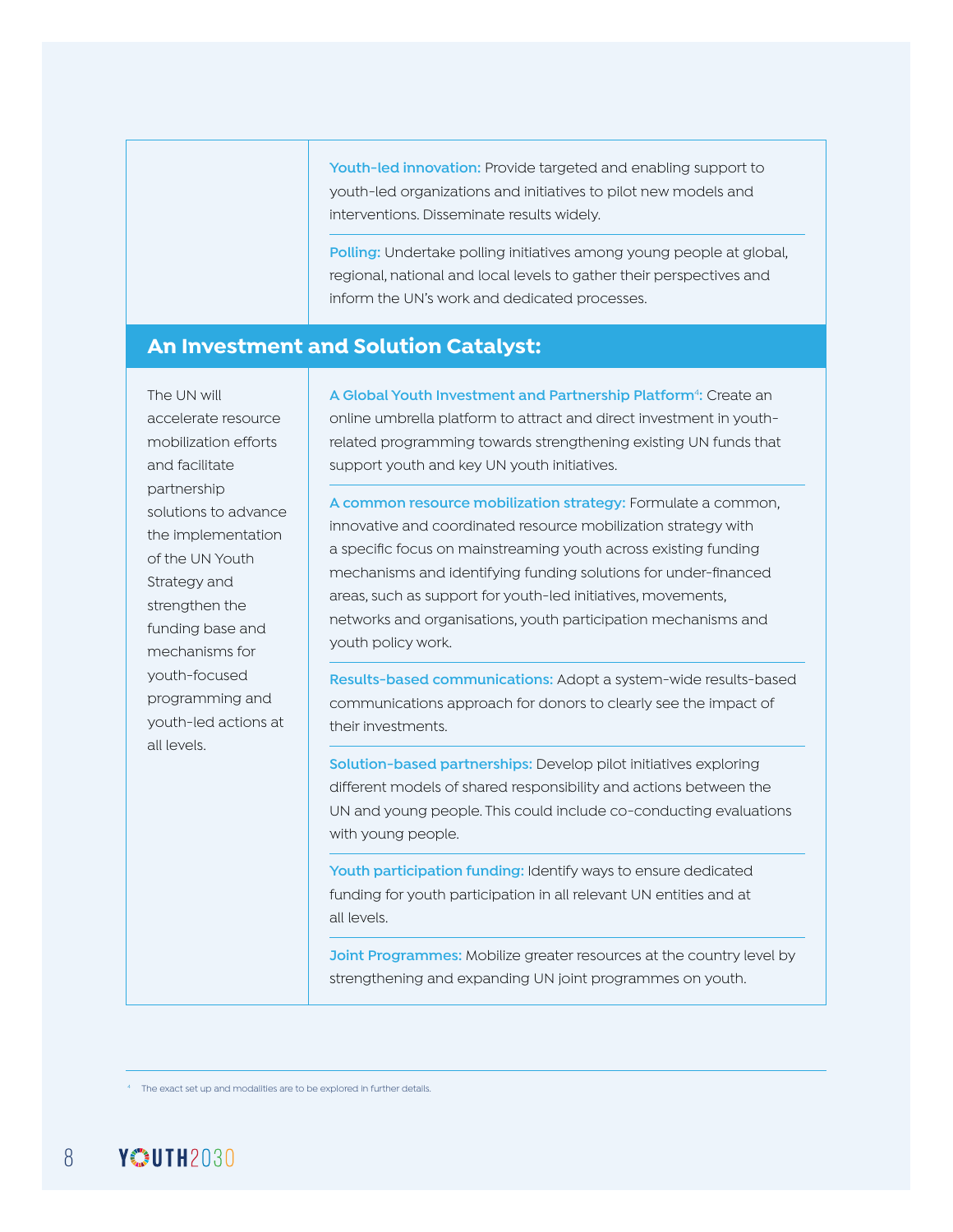| | |
|---|---|
| | **Youth-led innovation:** Provide targeted and enabling support to youth-led organizations and initiatives to pilot new models and interventions. Disseminate results widely. |
| | **Polling:** Undertake polling initiatives among young people at global, regional, national and local levels to gather their perspectives and inform the UN's work and dedicated processes. |

## An Investment and Solution Catalyst:

| | |
|---|---|
| The UN will accelerate resource mobilization efforts and facilitate partnership solutions to advance the implementation of the UN Youth Strategy and strengthen the funding base and mechanisms for youth-focused programming and youth-led actions at all levels. | **A Global Youth Investment and Partnership Platform[4]:** Create an online umbrella platform to attract and direct investment in youth-related programming towards strengthening existing UN funds that support youth and key UN youth initiatives. |
| | **A common resource mobilization strategy:** Formulate a common, innovative and coordinated resource mobilization strategy with a specific focus on mainstreaming youth across existing funding mechanisms and identifying funding solutions for under-financed areas, such as support for youth-led initiatives, movements, networks and organisations, youth participation mechanisms and youth policy work. |
| | **Results-based communications:** Adopt a system-wide results-based communications approach for donors to clearly see the impact of their investments. |
| | **Solution-based partnerships:** Develop pilot initiatives exploring different models of shared responsibility and actions between the UN and young people. This could include co-conducting evaluations with young people. |
| | **Youth participation funding:** Identify ways to ensure dedicated funding for youth participation in all relevant UN entities and at all levels. |
| | **Joint Programmes:** Mobilize greater resources at the country level by strengthening and expanding UN joint programmes on youth. |

[4] The exact set up and modalities are to be explored in further details.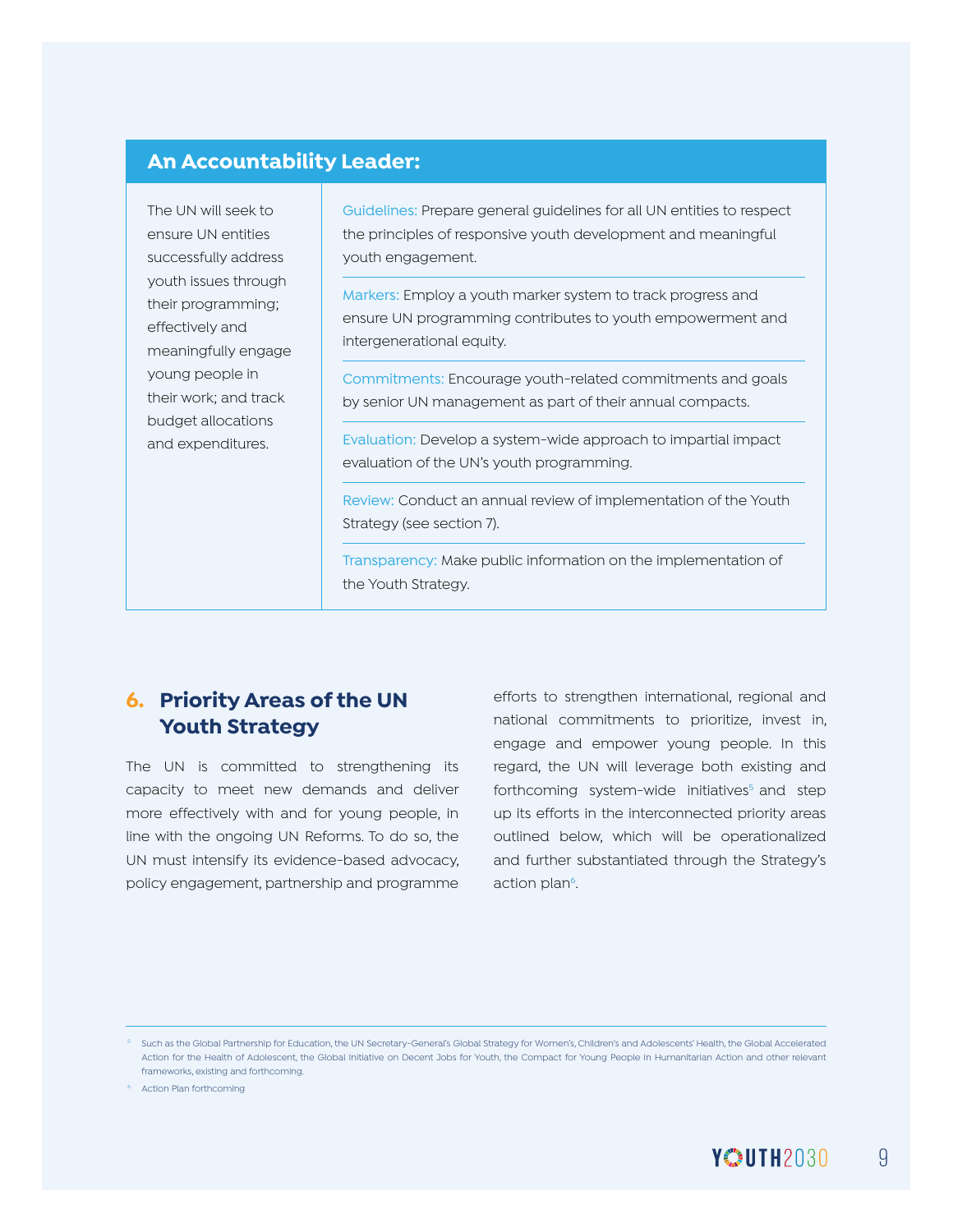## An Accountability Leader:

| The UN will seek to ensure UN entities successfully address youth issues through their programming; effectively and meaningfully engage young people in their work; and track budget allocations and expenditures. | Guidelines: Prepare general guidelines for all UN entities to respect the principles of responsive youth development and meaningful youth engagement. |
|---|---|
| | Markers: Employ a youth marker system to track progress and ensure UN programming contributes to youth empowerment and intergenerational equity. |
| | Commitments: Encourage youth-related commitments and goals by senior UN management as part of their annual compacts. |
| | Evaluation: Develop a system-wide approach to impartial impact evaluation of the UN's youth programming. |
| | Review: Conduct an annual review of implementation of the Youth Strategy (see section 7). |
| | Transparency: Make public information on the implementation of the Youth Strategy. |

## 6. Priority Areas of the UN Youth Strategy

The UN is committed to strengthening its capacity to meet new demands and deliver more effectively with and for young people, in line with the ongoing UN Reforms. To do so, the UN must intensify its evidence-based advocacy, policy engagement, partnership and programme efforts to strengthen international, regional and national commitments to prioritize, invest in, engage and empower young people. In this regard, the UN will leverage both existing and forthcoming system-wide initiatives[5] and step up its efforts in the interconnected priority areas outlined below, which will be operationalized and further substantiated through the Strategy's action plan[6].

---

[5] Such as the Global Partnership for Education, the UN Secretary-General's Global Strategy for Women's, Children's and Adolescents' Health, the Global Accelerated Action for the Health of Adolescent, the Global Initiative on Decent Jobs for Youth, the Compact for Young People in Humanitarian Action and other relevant frameworks, existing and forthcoming.

[6] Action Plan forthcoming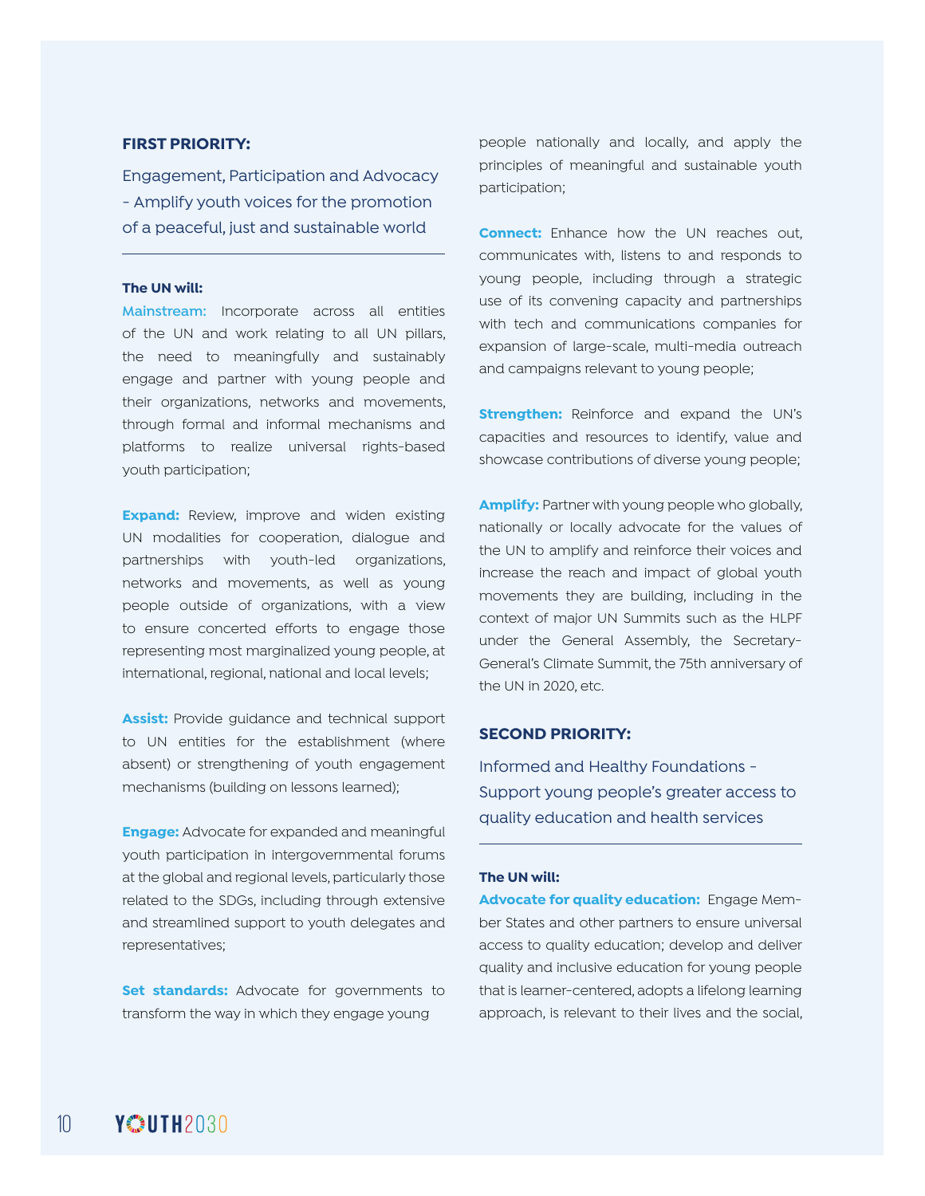## FIRST PRIORITY:

### Engagement, Participation and Advocacy - Amplify youth voices for the promotion of a peaceful, just and sustainable world

**The UN will:**

**Mainstream:** Incorporate across all entities of the UN and work relating to all UN pillars, the need to meaningfully and sustainably engage and partner with young people and their organizations, networks and movements, through formal and informal mechanisms and platforms to realize universal rights-based youth participation;

**Expand:** Review, improve and widen existing UN modalities for cooperation, dialogue and partnerships with youth-led organizations, networks and movements, as well as young people outside of organizations, with a view to ensure concerted efforts to engage those representing most marginalized young people, at international, regional, national and local levels;

**Assist:** Provide guidance and technical support to UN entities for the establishment (where absent) or strengthening of youth engagement mechanisms (building on lessons learned);

**Engage:** Advocate for expanded and meaningful youth participation in intergovernmental forums at the global and regional levels, particularly those related to the SDGs, including through extensive and streamlined support to youth delegates and representatives;

**Set standards:** Advocate for governments to transform the way in which they engage young people nationally and locally, and apply the principles of meaningful and sustainable youth participation;

**Connect:** Enhance how the UN reaches out, communicates with, listens to and responds to young people, including through a strategic use of its convening capacity and partnerships with tech and communications companies for expansion of large-scale, multi-media outreach and campaigns relevant to young people;

**Strengthen:** Reinforce and expand the UN's capacities and resources to identify, value and showcase contributions of diverse young people;

**Amplify:** Partner with young people who globally, nationally or locally advocate for the values of the UN to amplify and reinforce their voices and increase the reach and impact of global youth movements they are building, including in the context of major UN Summits such as the HLPF under the General Assembly, the Secretary-General's Climate Summit, the 75th anniversary of the UN in 2020, etc.

## SECOND PRIORITY:

### Informed and Healthy Foundations - Support young people's greater access to quality education and health services

**The UN will:**

**Advocate for quality education:** Engage Member States and other partners to ensure universal access to quality education; develop and deliver quality and inclusive education for young people that is learner-centered, adopts a lifelong learning approach, is relevant to their lives and the social,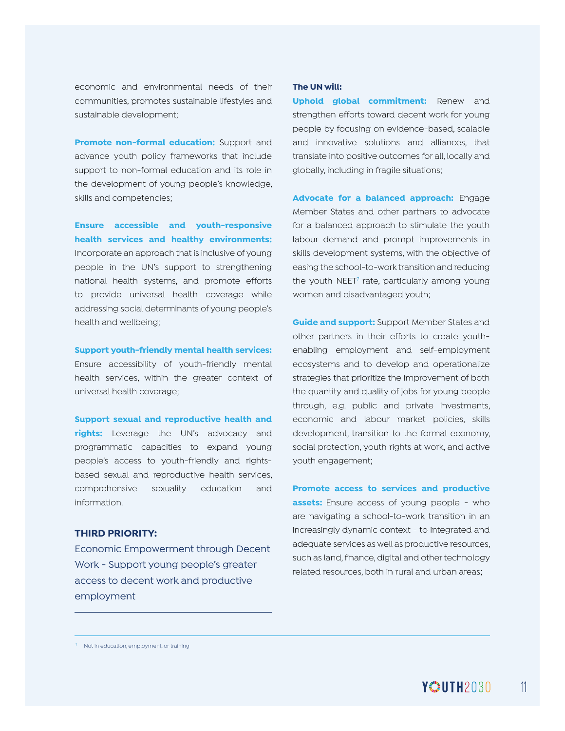economic and environmental needs of their communities, promotes sustainable lifestyles and sustainable development;

**Promote non-formal education:** Support and advance youth policy frameworks that include support to non-formal education and its role in the development of young people's knowledge, skills and competencies;

**Ensure accessible and youth-responsive health services and healthy environments:** Incorporate an approach that is inclusive of young people in the UN's support to strengthening national health systems, and promote efforts to provide universal health coverage while addressing social determinants of young people's health and wellbeing;

**Support youth-friendly mental health services:** Ensure accessibility of youth-friendly mental health services, within the greater context of universal health coverage;

**Support sexual and reproductive health and rights:** Leverage the UN's advocacy and programmatic capacities to expand young people's access to youth-friendly and rights-based sexual and reproductive health services, comprehensive sexuality education and information.

### THIRD PRIORITY:

Economic Empowerment through Decent Work - Support young people's greater access to decent work and productive employment

**The UN will:**

**Uphold global commitment:** Renew and strengthen efforts toward decent work for young people by focusing on evidence-based, scalable and innovative solutions and alliances, that translate into positive outcomes for all, locally and globally, including in fragile situations;

**Advocate for a balanced approach:** Engage Member States and other partners to advocate for a balanced approach to stimulate the youth labour demand and prompt improvements in skills development systems, with the objective of easing the school-to-work transition and reducing the youth NEET[7] rate, particularly among young women and disadvantaged youth;

**Guide and support:** Support Member States and other partners in their efforts to create youth-enabling employment and self-employment ecosystems and to develop and operationalize strategies that prioritize the improvement of both the quantity and quality of jobs for young people through, e.g. public and private investments, economic and labour market policies, skills development, transition to the formal economy, social protection, youth rights at work, and active youth engagement;

**Promote access to services and productive assets:** Ensure access of young people - who are navigating a school-to-work transition in an increasingly dynamic context - to integrated and adequate services as well as productive resources, such as land, finance, digital and other technology related resources, both in rural and urban areas;

---

[7] Not in education, employment, or training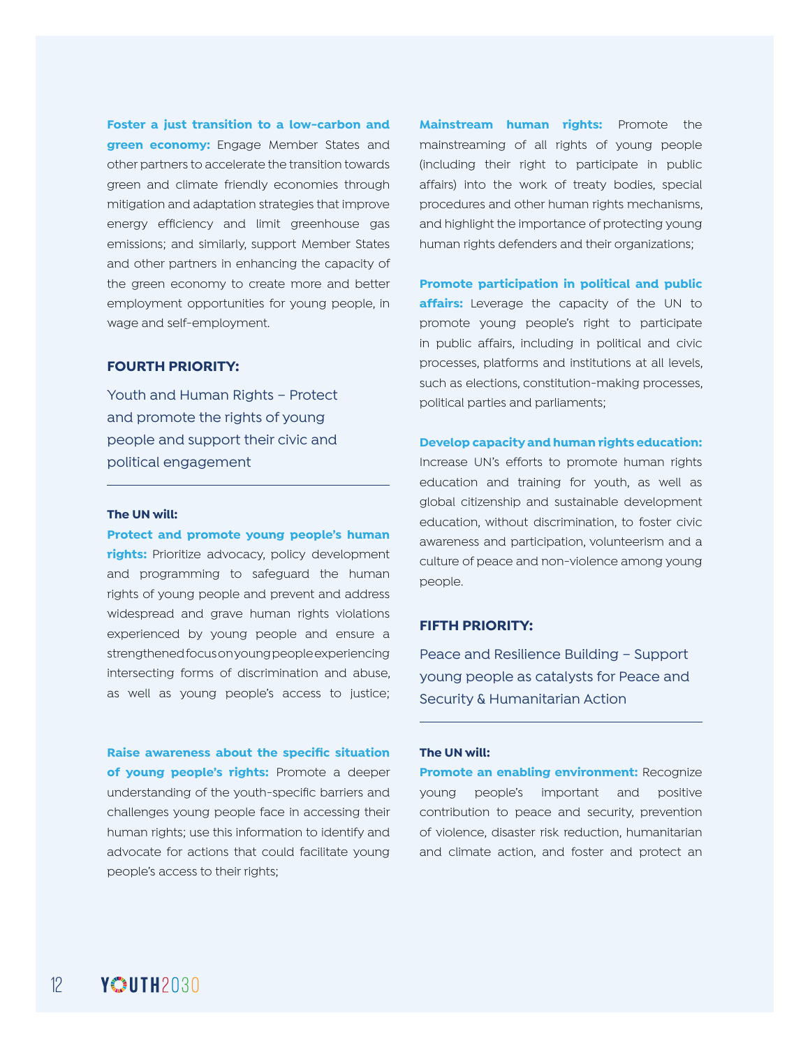**Foster a just transition to a low-carbon and green economy:** Engage Member States and other partners to accelerate the transition towards green and climate friendly economies through mitigation and adaptation strategies that improve energy efficiency and limit greenhouse gas emissions; and similarly, support Member States and other partners in enhancing the capacity of the green economy to create more and better employment opportunities for young people, in wage and self-employment.

## FOURTH PRIORITY:

### Youth and Human Rights – Protect and promote the rights of young people and support their civic and political engagement

**The UN will:**

**Protect and promote young people's human rights:** Prioritize advocacy, policy development and programming to safeguard the human rights of young people and prevent and address widespread and grave human rights violations experienced by young people and ensure a strengthened focus on young people experiencing intersecting forms of discrimination and abuse, as well as young people's access to justice;

**Raise awareness about the specific situation of young people's rights:** Promote a deeper understanding of the youth-specific barriers and challenges young people face in accessing their human rights; use this information to identify and advocate for actions that could facilitate young people's access to their rights;

**Mainstream human rights:** Promote the mainstreaming of all rights of young people (including their right to participate in public affairs) into the work of treaty bodies, special procedures and other human rights mechanisms, and highlight the importance of protecting young human rights defenders and their organizations;

**Promote participation in political and public affairs:** Leverage the capacity of the UN to promote young people's right to participate in public affairs, including in political and civic processes, platforms and institutions at all levels, such as elections, constitution-making processes, political parties and parliaments;

**Develop capacity and human rights education:** Increase UN's efforts to promote human rights education and training for youth, as well as global citizenship and sustainable development education, without discrimination, to foster civic awareness and participation, volunteerism and a culture of peace and non-violence among young people.

## FIFTH PRIORITY:

### Peace and Resilience Building – Support young people as catalysts for Peace and Security & Humanitarian Action

**The UN will:**

**Promote an enabling environment:** Recognize young people's important and positive contribution to peace and security, prevention of violence, disaster risk reduction, humanitarian and climate action, and foster and protect an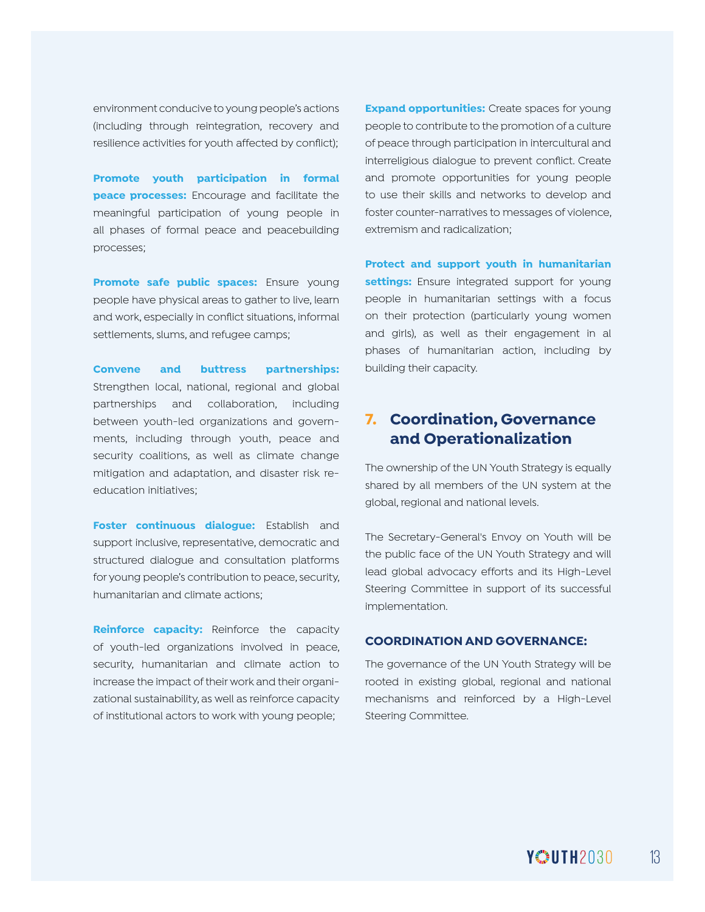environment conducive to young people's actions (including through reintegration, recovery and resilience activities for youth affected by conflict);

**Promote youth participation in formal peace processes:** Encourage and facilitate the meaningful participation of young people in all phases of formal peace and peacebuilding processes;

**Promote safe public spaces:** Ensure young people have physical areas to gather to live, learn and work, especially in conflict situations, informal settlements, slums, and refugee camps;

**Convene and buttress partnerships:** Strengthen local, national, regional and global partnerships and collaboration, including between youth-led organizations and governments, including through youth, peace and security coalitions, as well as climate change mitigation and adaptation, and disaster risk reeducation initiatives;

**Foster continuous dialogue:** Establish and support inclusive, representative, democratic and structured dialogue and consultation platforms for young people's contribution to peace, security, humanitarian and climate actions;

**Reinforce capacity:** Reinforce the capacity of youth-led organizations involved in peace, security, humanitarian and climate action to increase the impact of their work and their organizational sustainability, as well as reinforce capacity of institutional actors to work with young people;

**Expand opportunities:** Create spaces for young people to contribute to the promotion of a culture of peace through participation in intercultural and interreligious dialogue to prevent conflict. Create and promote opportunities for young people to use their skills and networks to develop and foster counter-narratives to messages of violence, extremism and radicalization;

**Protect and support youth in humanitarian settings:** Ensure integrated support for young people in humanitarian settings with a focus on their protection (particularly young women and girls), as well as their engagement in al phases of humanitarian action, including by building their capacity.

## 7. Coordination, Governance and Operationalization

The ownership of the UN Youth Strategy is equally shared by all members of the UN system at the global, regional and national levels.

The Secretary-General's Envoy on Youth will be the public face of the UN Youth Strategy and will lead global advocacy efforts and its High-Level Steering Committee in support of its successful implementation.

### COORDINATION AND GOVERNANCE:

The governance of the UN Youth Strategy will be rooted in existing global, regional and national mechanisms and reinforced by a High-Level Steering Committee.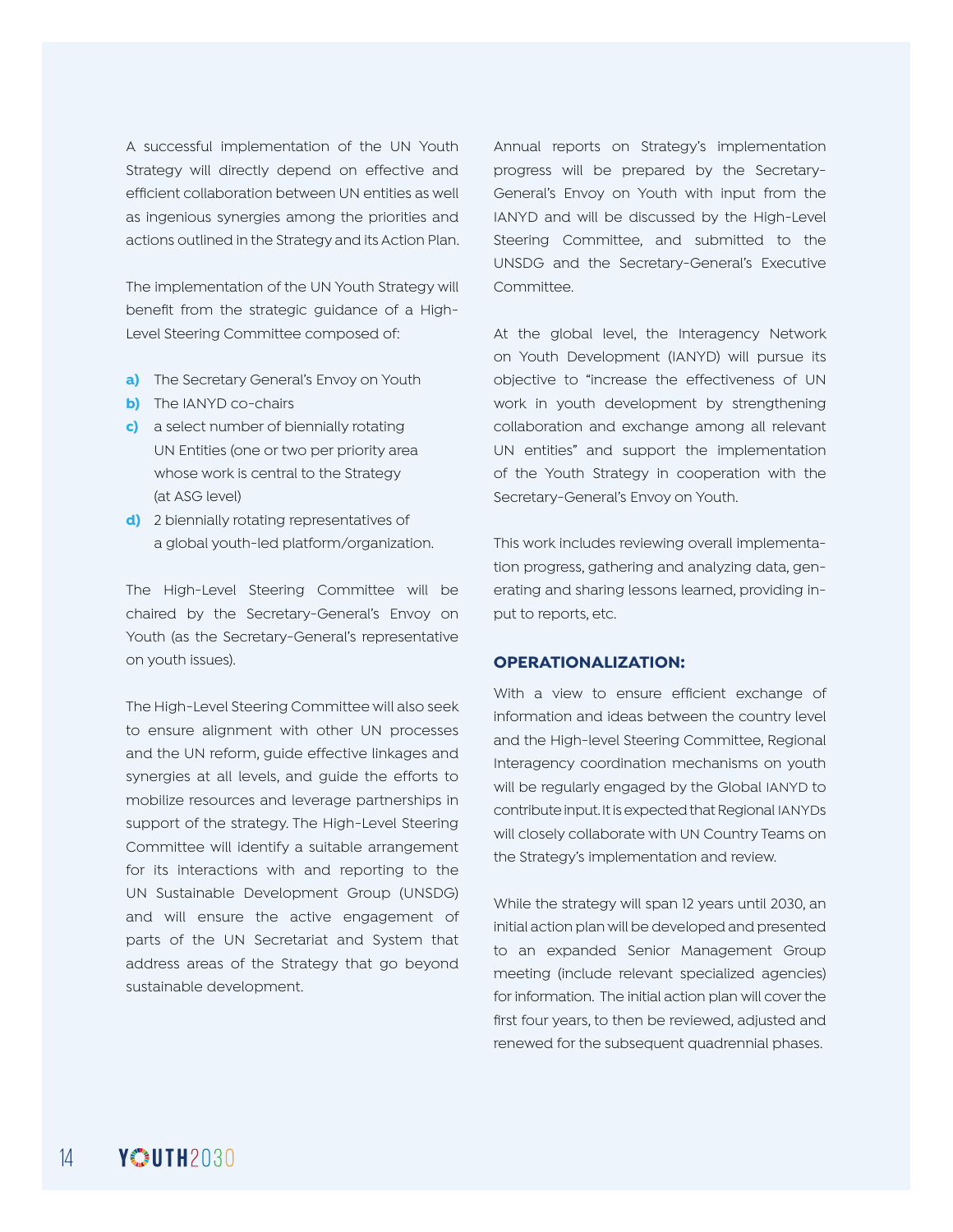A successful implementation of the UN Youth Strategy will directly depend on effective and efficient collaboration between UN entities as well as ingenious synergies among the priorities and actions outlined in the Strategy and its Action Plan.

The implementation of the UN Youth Strategy will benefit from the strategic guidance of a High-Level Steering Committee composed of:

**a)** The Secretary General's Envoy on Youth
**b)** The IANYD co-chairs
**c)** a select number of biennially rotating UN Entities (one or two per priority area whose work is central to the Strategy (at ASG level)
**d)** 2 biennially rotating representatives of a global youth-led platform/organization.

The High-Level Steering Committee will be chaired by the Secretary-General's Envoy on Youth (as the Secretary-General's representative on youth issues).

The High-Level Steering Committee will also seek to ensure alignment with other UN processes and the UN reform, guide effective linkages and synergies at all levels, and guide the efforts to mobilize resources and leverage partnerships in support of the strategy. The High-Level Steering Committee will identify a suitable arrangement for its interactions with and reporting to the UN Sustainable Development Group (UNSDG) and will ensure the active engagement of parts of the UN Secretariat and System that address areas of the Strategy that go beyond sustainable development.

Annual reports on Strategy's implementation progress will be prepared by the Secretary-General's Envoy on Youth with input from the IANYD and will be discussed by the High-Level Steering Committee, and submitted to the UNSDG and the Secretary-General's Executive Committee.

At the global level, the Interagency Network on Youth Development (IANYD) will pursue its objective to "increase the effectiveness of UN work in youth development by strengthening collaboration and exchange among all relevant UN entities" and support the implementation of the Youth Strategy in cooperation with the Secretary-General's Envoy on Youth.

This work includes reviewing overall implementation progress, gathering and analyzing data, generating and sharing lessons learned, providing input to reports, etc.

## OPERATIONALIZATION:

With a view to ensure efficient exchange of information and ideas between the country level and the High-level Steering Committee, Regional Interagency coordination mechanisms on youth will be regularly engaged by the Global IANYD to contribute input. It is expected that Regional IANYDs will closely collaborate with UN Country Teams on the Strategy's implementation and review.

While the strategy will span 12 years until 2030, an initial action plan will be developed and presented to an expanded Senior Management Group meeting (include relevant specialized agencies) for information. The initial action plan will cover the first four years, to then be reviewed, adjusted and renewed for the subsequent quadrennial phases.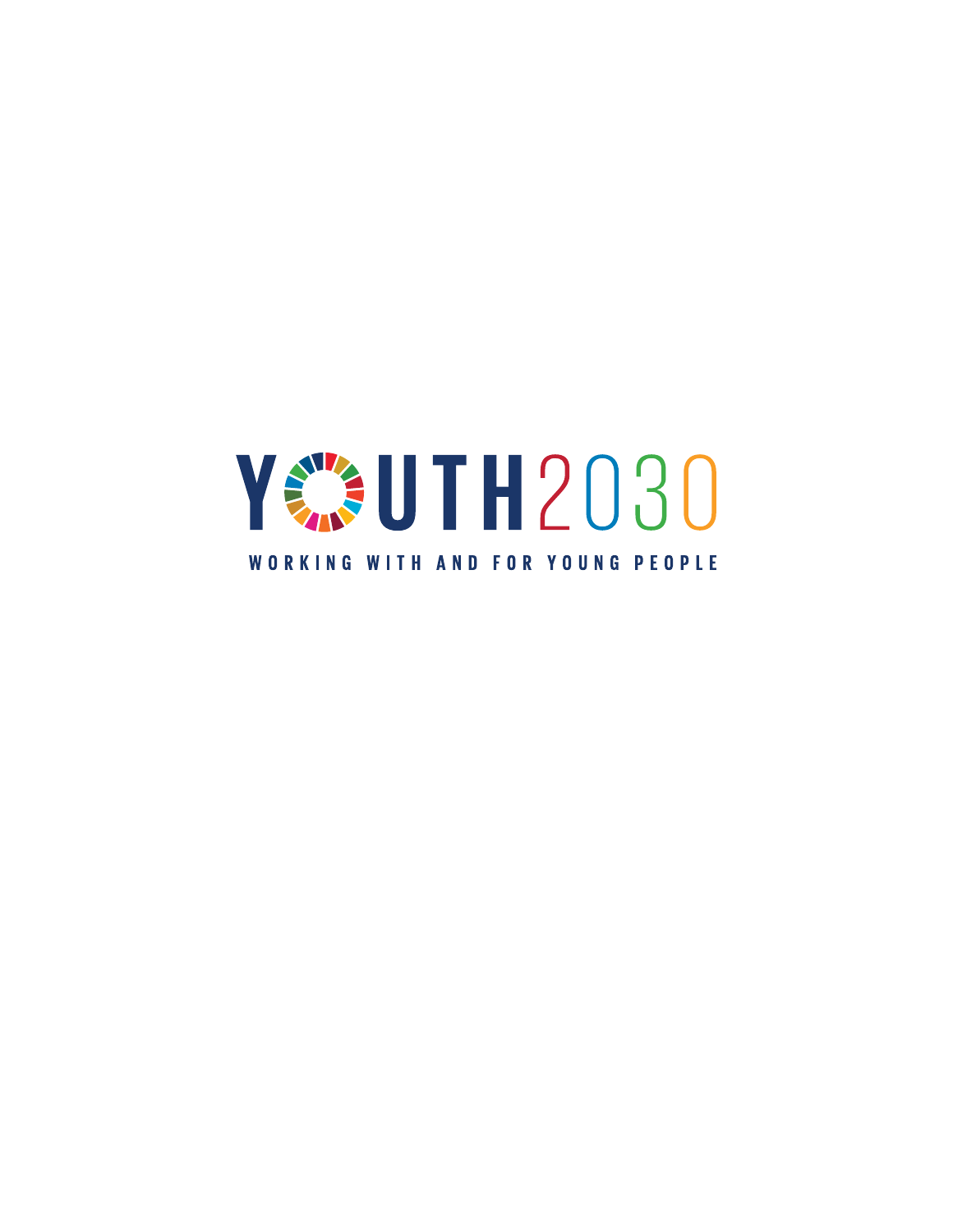YOUTH2030

WORKING WITH AND FOR YOUNG PEOPLE